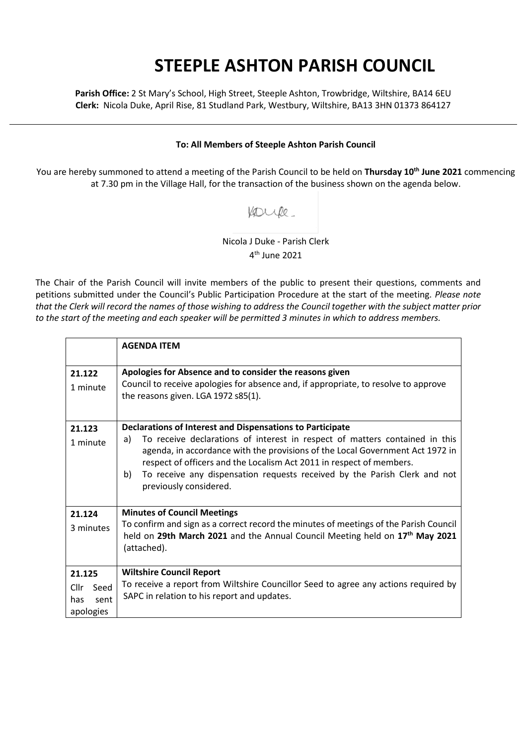# STEEPLE ASHTON PARISH COUNCIL

**Parish Office:** 2 St Mary's School, High Street, Steeple Ashton, Trowbridge, Wiltshire, BA14 6EU
**Clerk:** Nicola Duke, April Rise, 81 Studland Park, Westbury, Wiltshire, BA13 3HN 01373 864127

**To: All Members of Steeple Ashton Parish Council**

You are hereby summoned to attend a meeting of the Parish Council to be held on **Thursday 10th June 2021** commencing at 7.30 pm in the Village Hall, for the transaction of the business shown on the agenda below.

Nicola J Duke - Parish Clerk
4th June 2021

The Chair of the Parish Council will invite members of the public to present their questions, comments and petitions submitted under the Council's Public Participation Procedure at the start of the meeting. *Please note that the Clerk will record the names of those wishing to address the Council together with the subject matter prior to the start of the meeting and each speaker will be permitted 3 minutes in which to address members.*

| | **AGENDA ITEM** |
|---|---|
| 21.122<br>1 minute | **Apologies for Absence and to consider the reasons given**<br>Council to receive apologies for absence and, if appropriate, to resolve to approve the reasons given. LGA 1972 s85(1). |
| 21.123<br>1 minute | **Declarations of Interest and Dispensations to Participate**<br>a) To receive declarations of interest in respect of matters contained in this agenda, in accordance with the provisions of the Local Government Act 1972 in respect of officers and the Localism Act 2011 in respect of members.<br>b) To receive any dispensation requests received by the Parish Clerk and not previously considered. |
| 21.124<br>3 minutes | **Minutes of Council Meetings**<br>To confirm and sign as a correct record the minutes of meetings of the Parish Council held on **29th March 2021** and the Annual Council Meeting held on **17th May 2021** (attached). |
| 21.125<br>Cllr Seed has sent apologies | **Wiltshire Council Report**<br>To receive a report from Wiltshire Councillor Seed to agree any actions required by SAPC in relation to his report and updates. |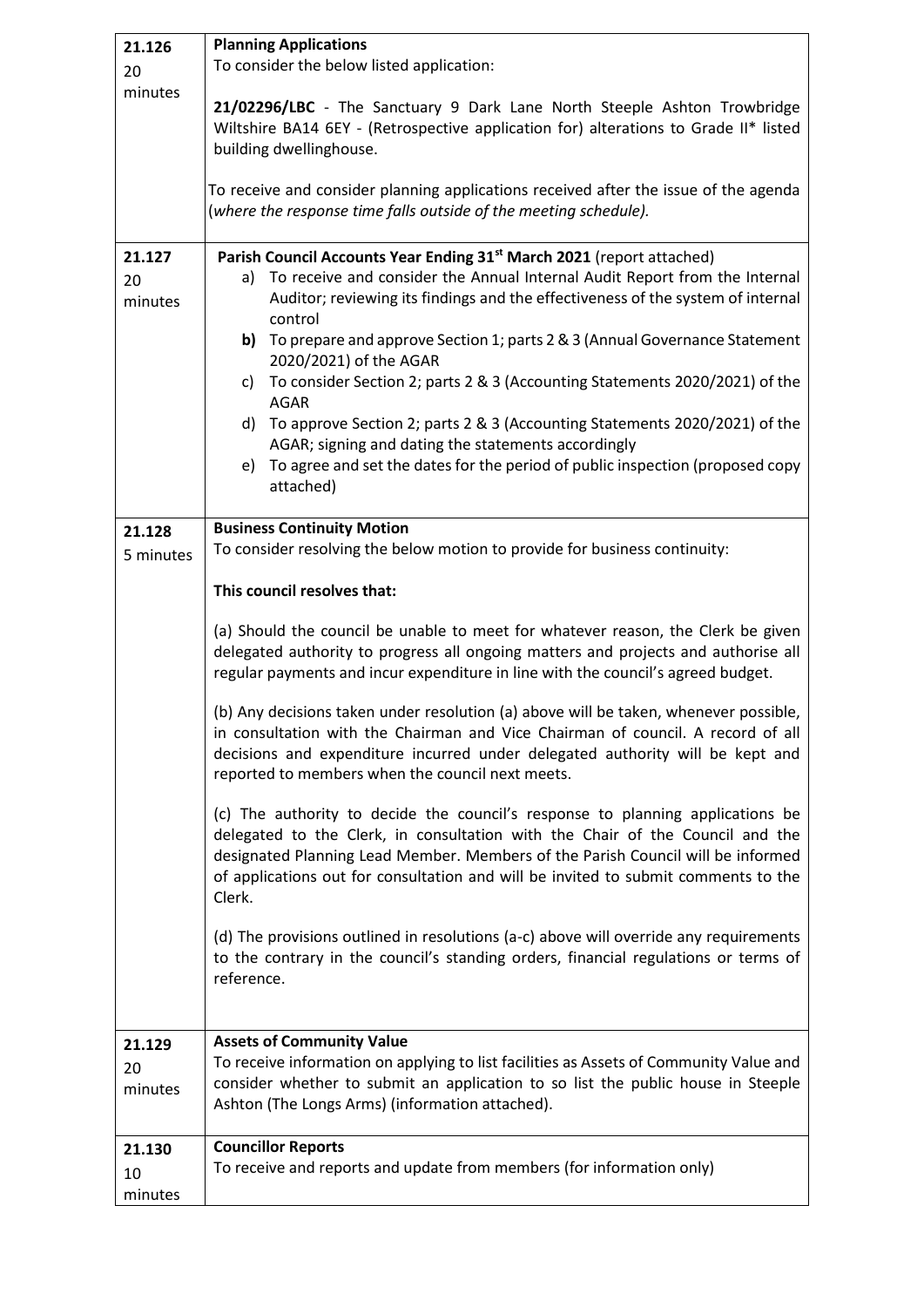| | |
|---|---|
| **21.126**<br>20 minutes | **Planning Applications**<br>To consider the below listed application:<br><br>**21/02296/LBC** - The Sanctuary 9 Dark Lane North Steeple Ashton Trowbridge Wiltshire BA14 6EY - (Retrospective application for) alterations to Grade II* listed building dwellinghouse.<br><br>To receive and consider planning applications received after the issue of the agenda (*where the response time falls outside of the meeting schedule).* |
| **21.127**<br>20 minutes | **Parish Council Accounts Year Ending 31st March 2021** (report attached)<br>a) To receive and consider the Annual Internal Audit Report from the Internal Auditor; reviewing its findings and the effectiveness of the system of internal control<br>**b)** To prepare and approve Section 1; parts 2 & 3 (Annual Governance Statement 2020/2021) of the AGAR<br>c) To consider Section 2; parts 2 & 3 (Accounting Statements 2020/2021) of the AGAR<br>d) To approve Section 2; parts 2 & 3 (Accounting Statements 2020/2021) of the AGAR; signing and dating the statements accordingly<br>e) To agree and set the dates for the period of public inspection (proposed copy attached) |
| **21.128**<br>5 minutes | **Business Continuity Motion**<br>To consider resolving the below motion to provide for business continuity:<br><br>**This council resolves that:**<br><br>(a) Should the council be unable to meet for whatever reason, the Clerk be given delegated authority to progress all ongoing matters and projects and authorise all regular payments and incur expenditure in line with the council's agreed budget.<br><br>(b) Any decisions taken under resolution (a) above will be taken, whenever possible, in consultation with the Chairman and Vice Chairman of council. A record of all decisions and expenditure incurred under delegated authority will be kept and reported to members when the council next meets.<br><br>(c) The authority to decide the council's response to planning applications be delegated to the Clerk, in consultation with the Chair of the Council and the designated Planning Lead Member. Members of the Parish Council will be informed of applications out for consultation and will be invited to submit comments to the Clerk.<br><br>(d) The provisions outlined in resolutions (a-c) above will override any requirements to the contrary in the council's standing orders, financial regulations or terms of reference. |
| **21.129**<br>20 minutes | **Assets of Community Value**<br>To receive information on applying to list facilities as Assets of Community Value and consider whether to submit an application to so list the public house in Steeple Ashton (The Longs Arms) (information attached). |
| **21.130**<br>10 minutes | **Councillor Reports**<br>To receive and reports and update from members (for information only) |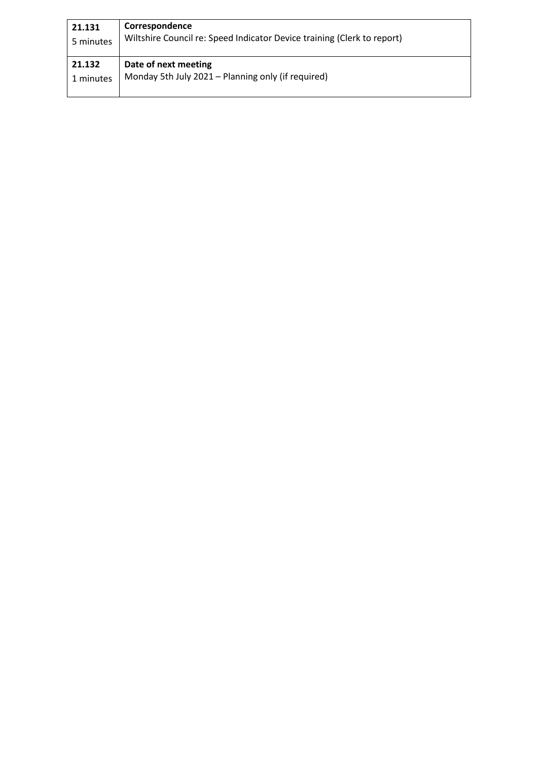| | |
|---|---|
| **21.131**<br>5 minutes | **Correspondence**<br>Wiltshire Council re: Speed Indicator Device training (Clerk to report) |
| **21.132**<br>1 minutes | **Date of next meeting**<br>Monday 5th July 2021 – Planning only (if required) |